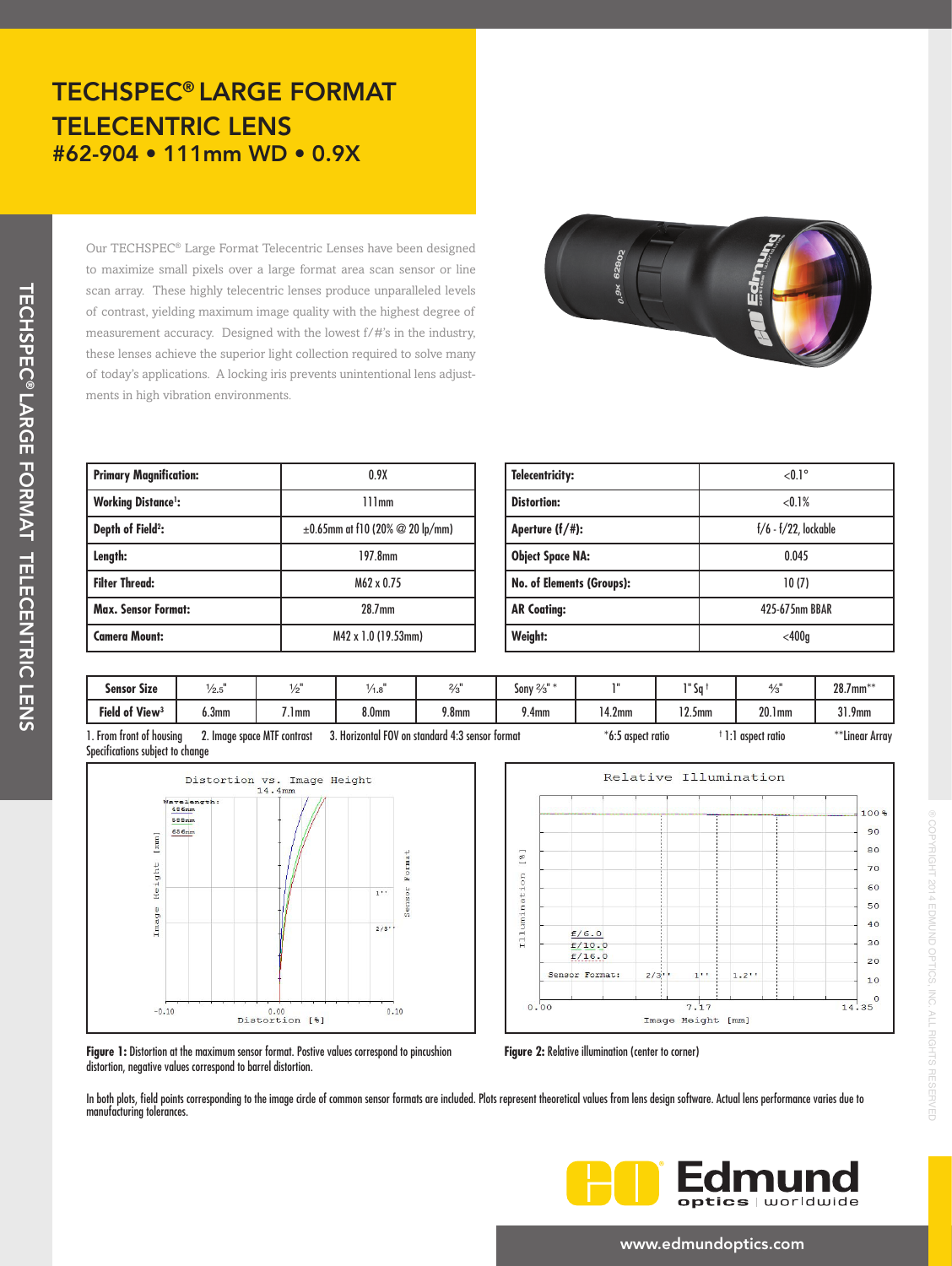# TECHSPEC® LARGE FORMAT TELECENTRIC LENS

## #62-904 • 111mm WD • 0.9X

Our TECHSPEC® Large Format Telecentric Lenses have been designed to maximize small pixels over a large format area scan sensor or line scan array. These highly telecentric lenses produce unparalleled levels of contrast, yielding maximum image quality with the highest degree of measurement accuracy. Designed with the lowest f/#'s in the industry, these lenses achieve the superior light collection required to solve many of today's applications. A locking iris prevents unintentional lens adjustments in high vibration environments.

| **Primary Magnification:** | 0.9X |
|---|---|
| **Working Distance[1]:** | 111mm |
| **Depth of Field[2]:** | ±0.65mm at f10 (20% @ 20 lp/mm) |
| **Length:** | 197.8mm |
| **Filter Thread:** | M62 x 0.75 |
| **Max. Sensor Format:** | 28.7mm |
| **Camera Mount:** | M42 x 1.0 (19.53mm) |

| **Telecentricity:** | <0.1° |
|---|---|
| **Distortion:** | <0.1% |
| **Aperture (f/#):** | f/6 - f/22, lockable |
| **Object Space NA:** | 0.045 |
| **No. of Elements (Groups):** | 10 (7) |
| **AR Coating:** | 425-675nm BBAR |
| **Weight:** | <400g |

| **Sensor Size** | 1/2.5" | 1/2" | 1/1.8" | 2/3" | Sony 2/3" * | 1" | 1" Sq † | 4/3" | 28.7mm** |
|---|---|---|---|---|---|---|---|---|---|
| **Field of View[3]** | 6.3mm | 7.1mm | 8.0mm | 9.8mm | 9.4mm | 14.2mm | 12.5mm | 20.1mm | 31.9mm |

1. From front of housing 2. Image space MTF contrast 3. Horizontal FOV on standard 4:3 sensor format *6:5 aspect ratio †1:1 aspect ratio **Linear Array

Specifications subject to change

**Figure 1:** Distortion at the maximum sensor format. Postive values correspond to pincushion distortion, negative values correspond to barrel distortion.

**Figure 2:** Relative illumination (center to corner)

In both plots, field points corresponding to the image circle of common sensor formats are included. Plots represent theoretical values from lens design software. Actual lens performance varies due to manufacturing tolerances.

www.edmundoptics.com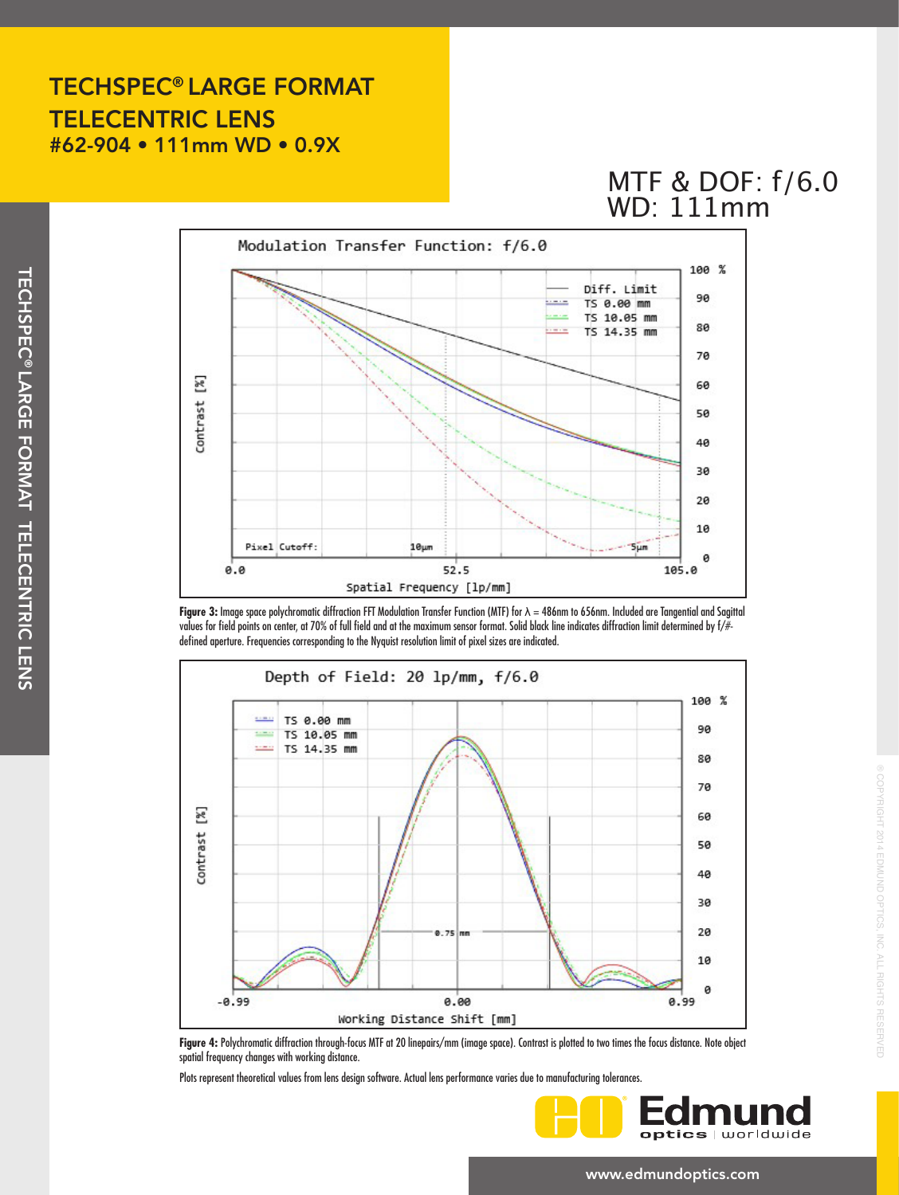# TECHSPEC® LARGE FORMAT TELECENTRIC LENS

**#62-904 • 111mm WD • 0.9X**

## MTF & DOF: f/6.0 WD: 111mm

**Figure 3:** Image space polychromatic diffraction FFT Modulation Transfer Function (MTF) for λ = 486nm to 656nm. Included are Tangential and Sagittal values for field points on center, at 70% of full field and at the maximum sensor format. Solid black line indicates diffraction limit determined by f/#-defined aperture. Frequencies corresponding to the Nyquist resolution limit of pixel sizes are indicated.

**Figure 4:** Polychromatic diffraction through-focus MTF at 20 linepairs/mm (image space). Contrast is plotted to two times the focus distance. Note object spatial frequency changes with working distance.

Plots represent theoretical values from lens design software. Actual lens performance varies due to manufacturing tolerances.

www.edmundoptics.com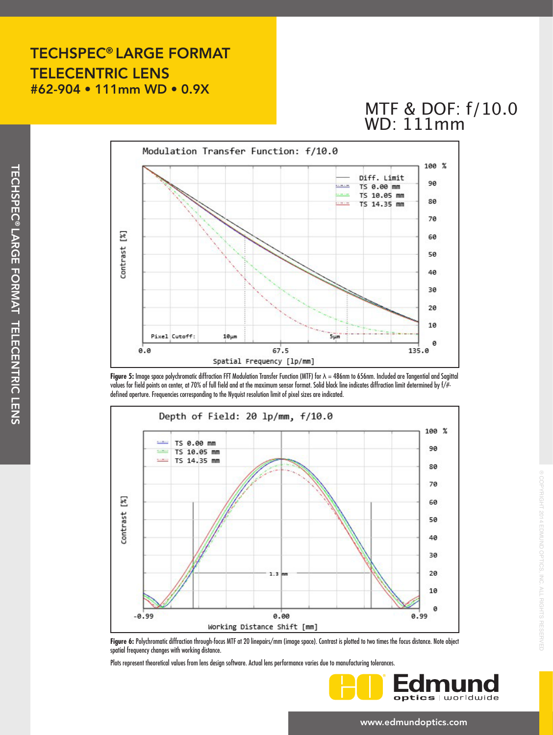# TECHSPEC® LARGE FORMAT TELECENTRIC LENS

## #62-904 • 111mm WD • 0.9X

## MTF & DOF: f/10.0 WD: 111mm

Modulation Transfer Function: f/10.0

Diff. Limit
TS 0.00 mm
TS 10.05 mm
TS 14.35 mm

Contrast [%]

100 %
90
80
70
60
50
40
30
20
10
0

Pixel Cutoff: 10µm 5µm

0.0 67.5 135.0

Spatial Frequency [lp/mm]

**Figure 5:** Image space polychromatic diffraction FFT Modulation Transfer Function (MTF) for λ = 486nm to 656nm. Included are Tangential and Sagittal values for field points on center, at 70% of full field and at the maximum sensor format. Solid black line indicates diffraction limit determined by f/#-defined aperture. Frequencies corresponding to the Nyquist resolution limit of pixel sizes are indicated.

Depth of Field: 20 lp/mm, f/10.0

TS 0.00 mm
TS 10.05 mm
TS 14.35 mm

Contrast [%]

100 %
90
80
70
60
50
40
30
20
10
0

1.3 mm

-0.99 0.00 0.99

Working Distance Shift [mm]

**Figure 6:** Polychromatic diffraction through-focus MTF at 20 linepairs/mm (image space). Contrast is plotted to two times the focus distance. Note object spatial frequency changes with working distance.

Plots represent theoretical values from lens design software. Actual lens performance varies due to manufacturing tolerances.

Edmund optics | worldwide

www.edmundoptics.com

© COPYRIGHT 2014 EDMUND OPTICS, INC. ALL RIGHTS RESERVED